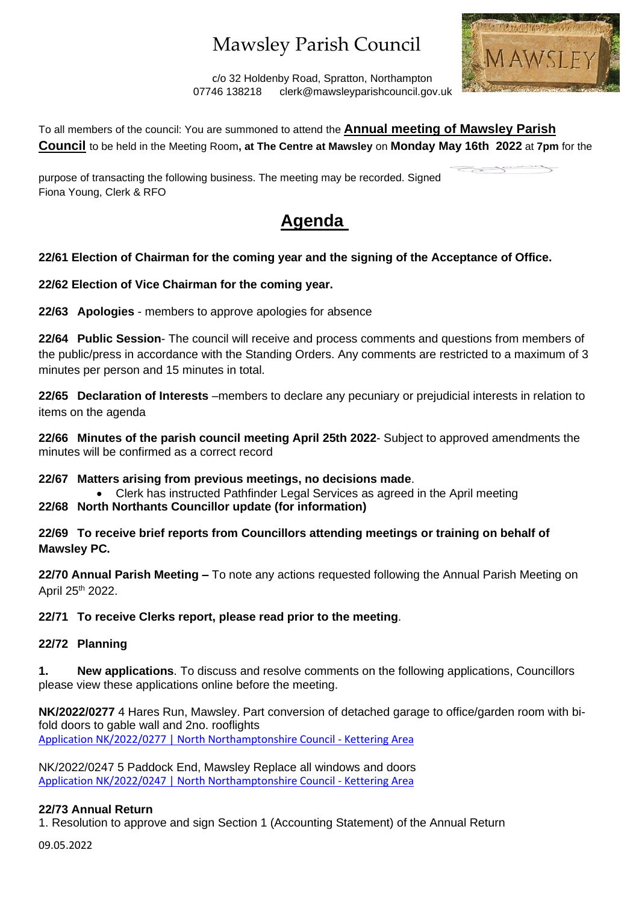# Mawsley Parish Council

c/o 32 Holdenby Road, Spratton, Northampton
07746 138218 clerk@mawsleyparishcouncil.gov.uk

To all members of the council: You are summoned to attend the **Annual meeting of Mawsley Parish Council** to be held in the Meeting Room**, at The Centre at Mawsley** on **Monday May 16th 2022** at **7pm** for the purpose of transacting the following business. The meeting may be recorded. Signed Fiona Young, Clerk & RFO

## Agenda

**22/61 Election of Chairman for the coming year and the signing of the Acceptance of Office.**

**22/62 Election of Vice Chairman for the coming year.**

**22/63 Apologies** - members to approve apologies for absence

**22/64 Public Session**- The council will receive and process comments and questions from members of the public/press in accordance with the Standing Orders. Any comments are restricted to a maximum of 3 minutes per person and 15 minutes in total.

**22/65 Declaration of Interests** –members to declare any pecuniary or prejudicial interests in relation to items on the agenda

**22/66 Minutes of the parish council meeting April 25th 2022**- Subject to approved amendments the minutes will be confirmed as a correct record

**22/67 Matters arising from previous meetings, no decisions made**.

- Clerk has instructed Pathfinder Legal Services as agreed in the April meeting

**22/68 North Northants Councillor update (for information)**

**22/69 To receive brief reports from Councillors attending meetings or training on behalf of Mawsley PC.**

**22/70 Annual Parish Meeting –** To note any actions requested following the Annual Parish Meeting on April 25th 2022.

**22/71 To receive Clerks report, please read prior to the meeting**.

**22/72 Planning**

1. **New applications**. To discuss and resolve comments on the following applications, Councillors please view these applications online before the meeting.

**NK/2022/0277** 4 Hares Run, Mawsley. Part conversion of detached garage to office/garden room with bi-fold doors to gable wall and 2no. rooflights
Application NK/2022/0277 | North Northamptonshire Council - Kettering Area

NK/2022/0247 5 Paddock End, Mawsley Replace all windows and doors
Application NK/2022/0247 | North Northamptonshire Council - Kettering Area

**22/73 Annual Return**

1. Resolution to approve and sign Section 1 (Accounting Statement) of the Annual Return

09.05.2022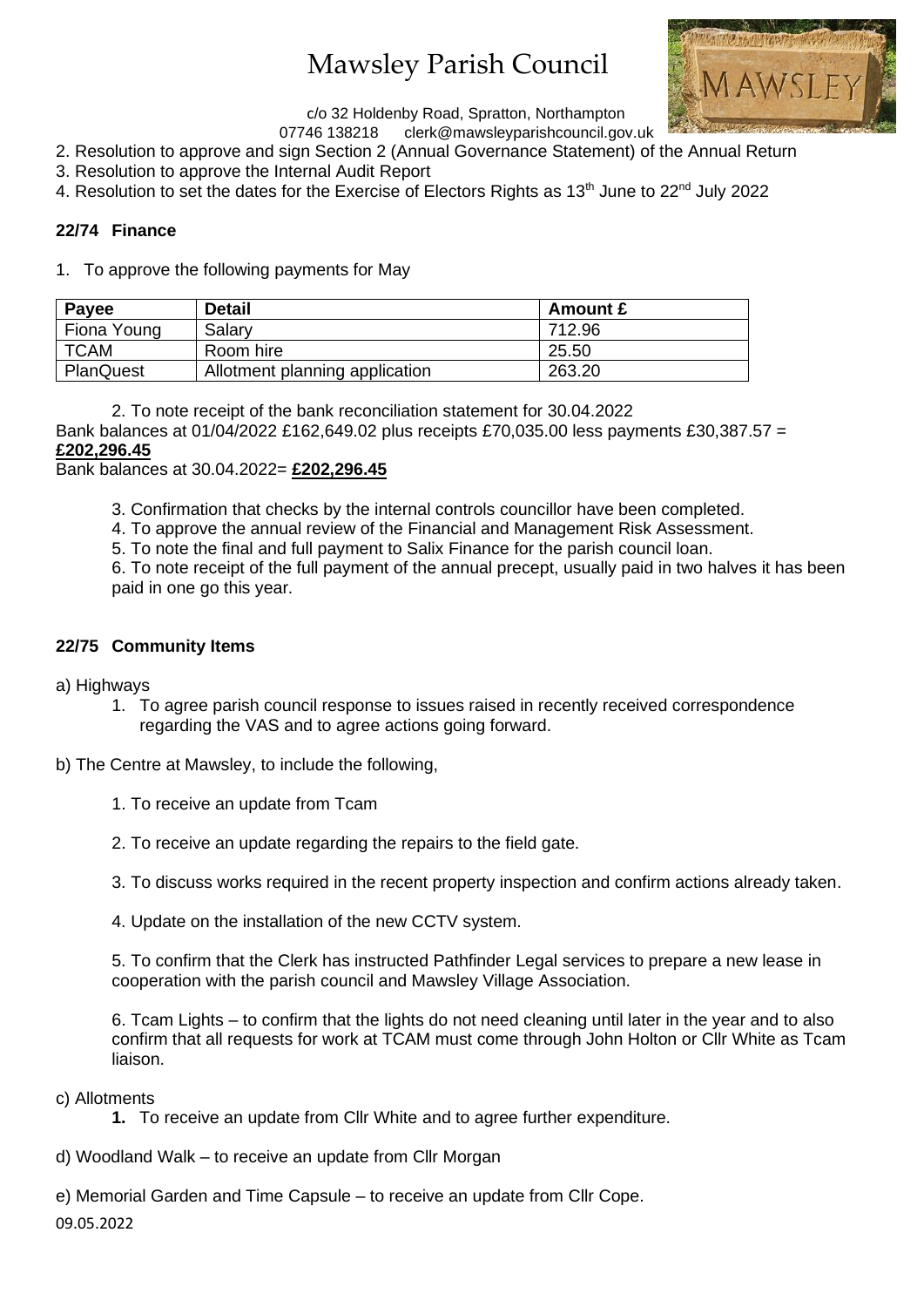2. Resolution to approve and sign Section 2 (Annual Governance Statement) of the Annual Return
3. Resolution to approve the Internal Audit Report
4. Resolution to set the dates for the Exercise of Electors Rights as 13th June to 22nd July 2022

### 22/74 Finance

1. To approve the following payments for May

| Payee | Detail | Amount £ |
|---|---|---|
| Fiona Young | Salary | 712.96 |
| TCAM | Room hire | 25.50 |
| PlanQuest | Allotment planning application | 263.20 |

2. To note receipt of the bank reconciliation statement for 30.04.2022

Bank balances at 01/04/2022 £162,649.02 plus receipts £70,035.00 less payments £30,387.57 = **£202,296.45**

Bank balances at 30.04.2022= **£202,296.45**

3. Confirmation that checks by the internal controls councillor have been completed.
4. To approve the annual review of the Financial and Management Risk Assessment.
5. To note the final and full payment to Salix Finance for the parish council loan.
6. To note receipt of the full payment of the annual precept, usually paid in two halves it has been paid in one go this year.

### 22/75 Community Items

a) Highways

1. To agree parish council response to issues raised in recently received correspondence regarding the VAS and to agree actions going forward.

b) The Centre at Mawsley, to include the following,

1. To receive an update from Tcam

2. To receive an update regarding the repairs to the field gate.

3. To discuss works required in the recent property inspection and confirm actions already taken.

4. Update on the installation of the new CCTV system.

5. To confirm that the Clerk has instructed Pathfinder Legal services to prepare a new lease in cooperation with the parish council and Mawsley Village Association.

6. Tcam Lights – to confirm that the lights do not need cleaning until later in the year and to also confirm that all requests for work at TCAM must come through John Holton or Cllr White as Tcam liaison.

c) Allotments

1. To receive an update from Cllr White and to agree further expenditure.

d) Woodland Walk – to receive an update from Cllr Morgan

e) Memorial Garden and Time Capsule – to receive an update from Cllr Cope.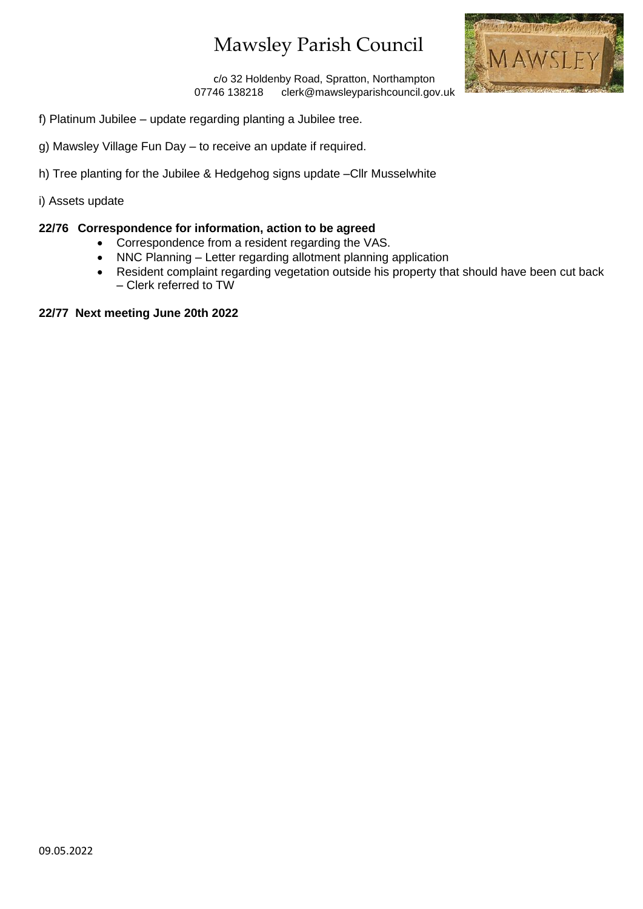f) Platinum Jubilee – update regarding planting a Jubilee tree.

g) Mawsley Village Fun Day – to receive an update if required.

h) Tree planting for the Jubilee & Hedgehog signs update –Cllr Musselwhite

i) Assets update

**22/76 Correspondence for information, action to be agreed**

- Correspondence from a resident regarding the VAS.
- NNC Planning – Letter regarding allotment planning application
- Resident complaint regarding vegetation outside his property that should have been cut back – Clerk referred to TW

**22/77 Next meeting June 20th 2022**

09.05.2022